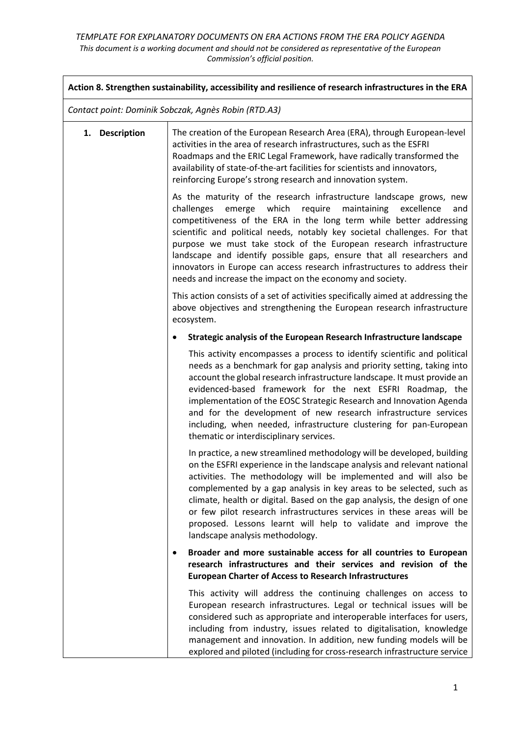*TEMPLATE FOR EXPLANATORY DOCUMENTS ON ERA ACTIONS FROM THE ERA POLICY AGENDA*

*This document is a working document and should not be considered as representative of the European Commission's official position.*

**Action 8. Strengthen sustainability, accessibility and resilience of research infrastructures in the ERA**

*Contact point: Dominik Sobczak, Agnès Robin (RTD.A3)*

**1. Description**

The creation of the European Research Area (ERA), through European-level activities in the area of research infrastructures, such as the ESFRI Roadmaps and the ERIC Legal Framework, have radically transformed the availability of state-of-the-art facilities for scientists and innovators, reinforcing Europe's strong research and innovation system.

As the maturity of the research infrastructure landscape grows, new challenges emerge which require maintaining excellence and competitiveness of the ERA in the long term while better addressing scientific and political needs, notably key societal challenges. For that purpose we must take stock of the European research infrastructure landscape and identify possible gaps, ensure that all researchers and innovators in Europe can access research infrastructures to address their needs and increase the impact on the economy and society.

This action consists of a set of activities specifically aimed at addressing the above objectives and strengthening the European research infrastructure ecosystem.

- **Strategic analysis of the European Research Infrastructure landscape**

  This activity encompasses a process to identify scientific and political needs as a benchmark for gap analysis and priority setting, taking into account the global research infrastructure landscape. It must provide an evidenced-based framework for the next ESFRI Roadmap, the implementation of the EOSC Strategic Research and Innovation Agenda and for the development of new research infrastructure services including, when needed, infrastructure clustering for pan-European thematic or interdisciplinary services.

  In practice, a new streamlined methodology will be developed, building on the ESFRI experience in the landscape analysis and relevant national activities. The methodology will be implemented and will also be complemented by a gap analysis in key areas to be selected, such as climate, health or digital. Based on the gap analysis, the design of one or few pilot research infrastructures services in these areas will be proposed. Lessons learnt will help to validate and improve the landscape analysis methodology.

- **Broader and more sustainable access for all countries to European research infrastructures and their services and revision of the European Charter of Access to Research Infrastructures**

  This activity will address the continuing challenges on access to European research infrastructures. Legal or technical issues will be considered such as appropriate and interoperable interfaces for users, including from industry, issues related to digitalisation, knowledge management and innovation. In addition, new funding models will be explored and piloted (including for cross-research infrastructure service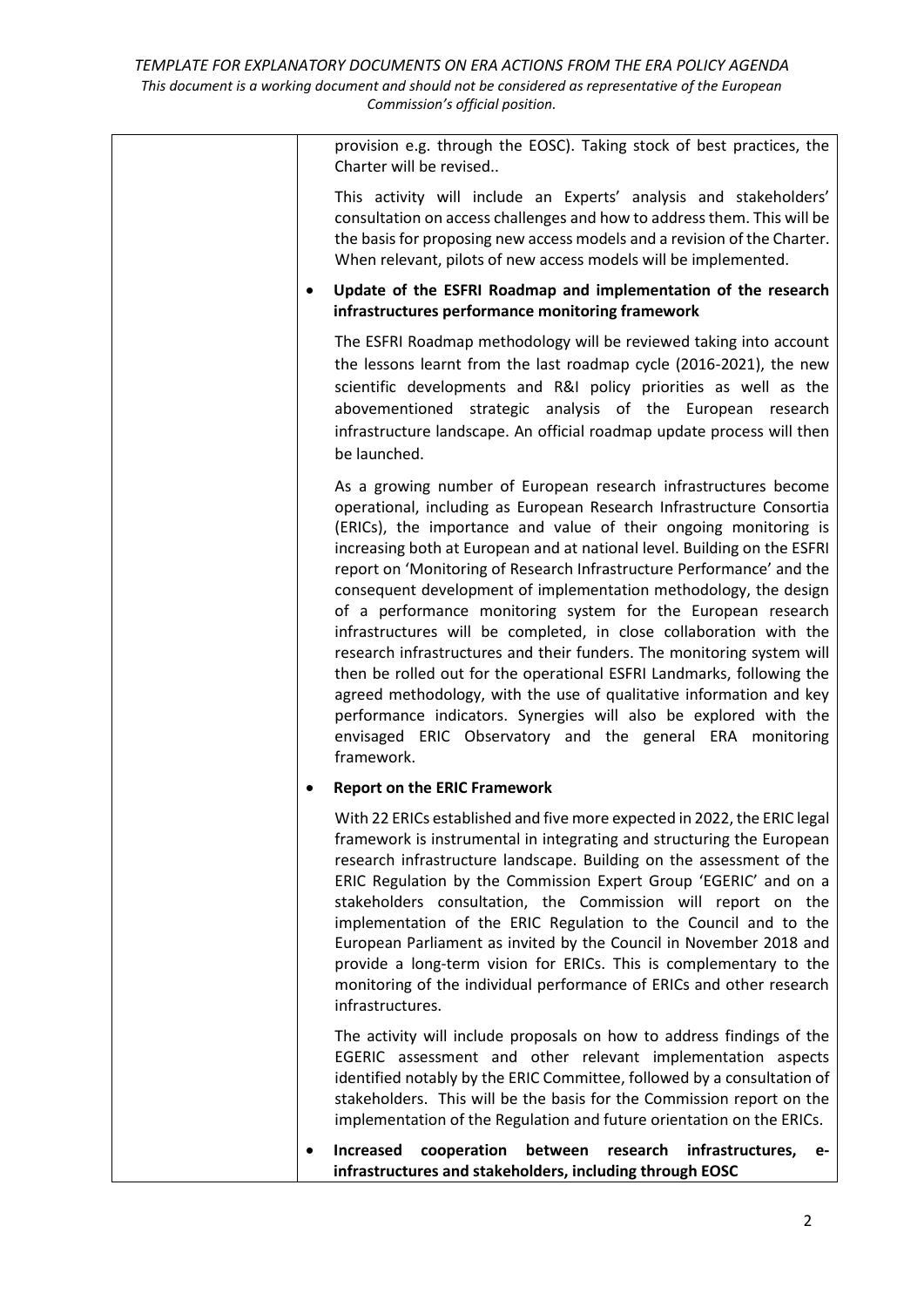provision e.g. through the EOSC). Taking stock of best practices, the Charter will be revised..

This activity will include an Experts' analysis and stakeholders' consultation on access challenges and how to address them. This will be the basis for proposing new access models and a revision of the Charter. When relevant, pilots of new access models will be implemented.

- **Update of the ESFRI Roadmap and implementation of the research infrastructures performance monitoring framework**

  The ESFRI Roadmap methodology will be reviewed taking into account the lessons learnt from the last roadmap cycle (2016-2021), the new scientific developments and R&I policy priorities as well as the abovementioned strategic analysis of the European research infrastructure landscape. An official roadmap update process will then be launched.

  As a growing number of European research infrastructures become operational, including as European Research Infrastructure Consortia (ERICs), the importance and value of their ongoing monitoring is increasing both at European and at national level. Building on the ESFRI report on 'Monitoring of Research Infrastructure Performance' and the consequent development of implementation methodology, the design of a performance monitoring system for the European research infrastructures will be completed, in close collaboration with the research infrastructures and their funders. The monitoring system will then be rolled out for the operational ESFRI Landmarks, following the agreed methodology, with the use of qualitative information and key performance indicators. Synergies will also be explored with the envisaged ERIC Observatory and the general ERA monitoring framework.

- **Report on the ERIC Framework**

  With 22 ERICs established and five more expected in 2022, the ERIC legal framework is instrumental in integrating and structuring the European research infrastructure landscape. Building on the assessment of the ERIC Regulation by the Commission Expert Group 'EGERIC' and on a stakeholders consultation, the Commission will report on the implementation of the ERIC Regulation to the Council and to the European Parliament as invited by the Council in November 2018 and provide a long-term vision for ERICs. This is complementary to the monitoring of the individual performance of ERICs and other research infrastructures.

  The activity will include proposals on how to address findings of the EGERIC assessment and other relevant implementation aspects identified notably by the ERIC Committee, followed by a consultation of stakeholders. This will be the basis for the Commission report on the implementation of the Regulation and future orientation on the ERICs.

- **Increased cooperation between research infrastructures, e-infrastructures and stakeholders, including through EOSC**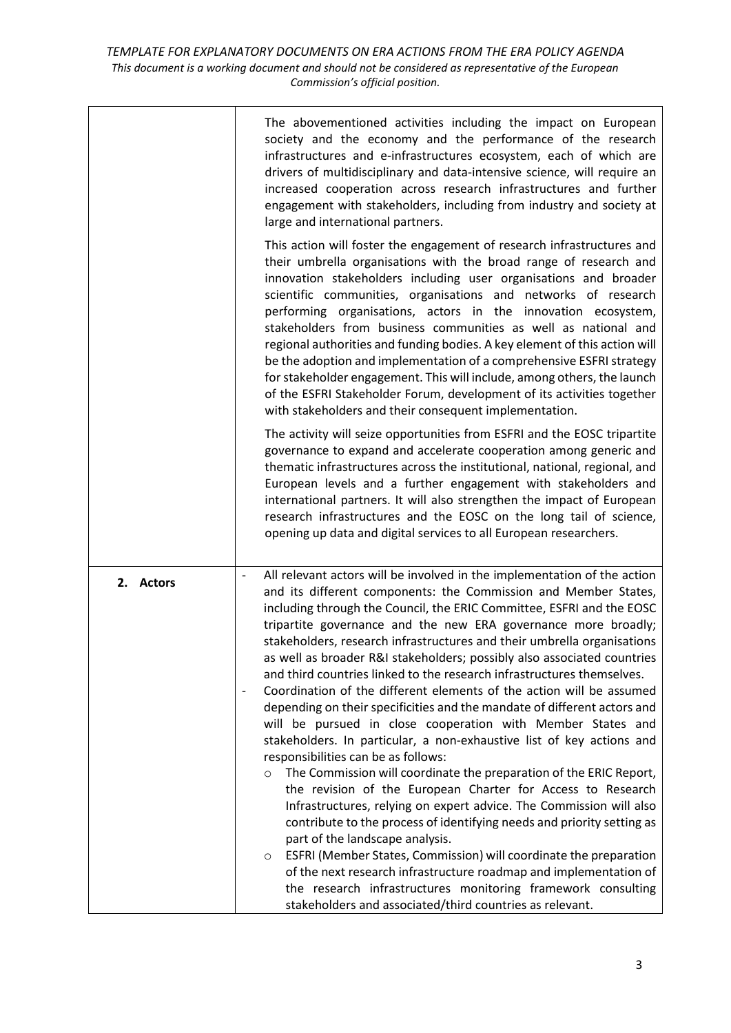| | |
|---|---|
| | The abovementioned activities including the impact on European society and the economy and the performance of the research infrastructures and e-infrastructures ecosystem, each of which are drivers of multidisciplinary and data-intensive science, will require an increased cooperation across research infrastructures and further engagement with stakeholders, including from industry and society at large and international partners.<br><br>This action will foster the engagement of research infrastructures and their umbrella organisations with the broad range of research and innovation stakeholders including user organisations and broader scientific communities, organisations and networks of research performing organisations, actors in the innovation ecosystem, stakeholders from business communities as well as national and regional authorities and funding bodies. A key element of this action will be the adoption and implementation of a comprehensive ESFRI strategy for stakeholder engagement. This will include, among others, the launch of the ESFRI Stakeholder Forum, development of its activities together with stakeholders and their consequent implementation.<br><br>The activity will seize opportunities from ESFRI and the EOSC tripartite governance to expand and accelerate cooperation among generic and thematic infrastructures across the institutional, national, regional, and European levels and a further engagement with stakeholders and international partners. It will also strengthen the impact of European research infrastructures and the EOSC on the long tail of science, opening up data and digital services to all European researchers. |
| **2. Actors** | - All relevant actors will be involved in the implementation of the action and its different components: the Commission and Member States, including through the Council, the ERIC Committee, ESFRI and the EOSC tripartite governance and the new ERA governance more broadly; stakeholders, research infrastructures and their umbrella organisations as well as broader R&I stakeholders; possibly also associated countries and third countries linked to the research infrastructures themselves.<br>- Coordination of the different elements of the action will be assumed depending on their specificities and the mandate of different actors and will be pursued in close cooperation with Member States and stakeholders. In particular, a non-exhaustive list of key actions and responsibilities can be as follows:<br>&nbsp;&nbsp;o The Commission will coordinate the preparation of the ERIC Report, the revision of the European Charter for Access to Research Infrastructures, relying on expert advice. The Commission will also contribute to the process of identifying needs and priority setting as part of the landscape analysis.<br>&nbsp;&nbsp;o ESFRI (Member States, Commission) will coordinate the preparation of the next research infrastructure roadmap and implementation of the research infrastructures monitoring framework consulting stakeholders and associated/third countries as relevant. |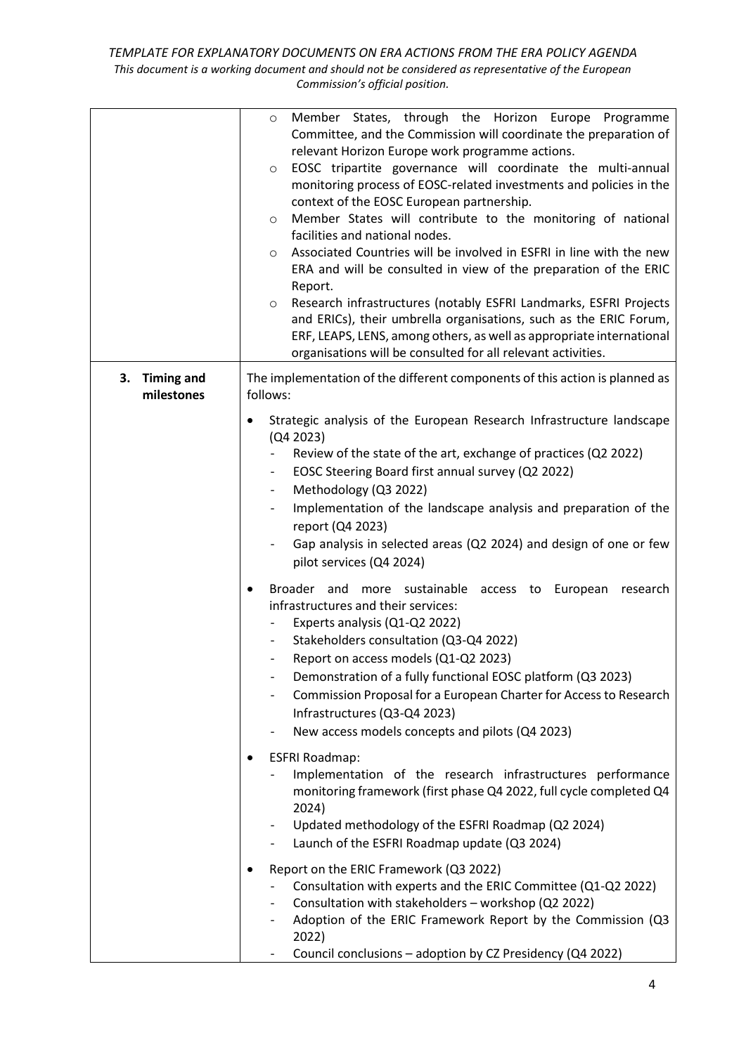| | |
|---|---|
| | ◦ Member States, through the Horizon Europe Programme Committee, and the Commission will coordinate the preparation of relevant Horizon Europe work programme actions.<br>◦ EOSC tripartite governance will coordinate the multi-annual monitoring process of EOSC-related investments and policies in the context of the EOSC European partnership.<br>◦ Member States will contribute to the monitoring of national facilities and national nodes.<br>◦ Associated Countries will be involved in ESFRI in line with the new ERA and will be consulted in view of the preparation of the ERIC Report.<br>◦ Research infrastructures (notably ESFRI Landmarks, ESFRI Projects and ERICs), their umbrella organisations, such as the ERIC Forum, ERF, LEAPS, LENS, among others, as well as appropriate international organisations will be consulted for all relevant activities. |
| **3. Timing and milestones** | The implementation of the different components of this action is planned as follows:<br><br>• Strategic analysis of the European Research Infrastructure landscape (Q4 2023)<br>- Review of the state of the art, exchange of practices (Q2 2022)<br>- EOSC Steering Board first annual survey (Q2 2022)<br>- Methodology (Q3 2022)<br>- Implementation of the landscape analysis and preparation of the report (Q4 2023)<br>- Gap analysis in selected areas (Q2 2024) and design of one or few pilot services (Q4 2024)<br><br>• Broader and more sustainable access to European research infrastructures and their services:<br>- Experts analysis (Q1-Q2 2022)<br>- Stakeholders consultation (Q3-Q4 2022)<br>- Report on access models (Q1-Q2 2023)<br>- Demonstration of a fully functional EOSC platform (Q3 2023)<br>- Commission Proposal for a European Charter for Access to Research Infrastructures (Q3-Q4 2023)<br>- New access models concepts and pilots (Q4 2023)<br><br>• ESFRI Roadmap:<br>- Implementation of the research infrastructures performance monitoring framework (first phase Q4 2022, full cycle completed Q4 2024)<br>- Updated methodology of the ESFRI Roadmap (Q2 2024)<br>- Launch of the ESFRI Roadmap update (Q3 2024)<br><br>• Report on the ERIC Framework (Q3 2022)<br>- Consultation with experts and the ERIC Committee (Q1-Q2 2022)<br>- Consultation with stakeholders – workshop (Q2 2022)<br>- Adoption of the ERIC Framework Report by the Commission (Q3 2022)<br>- Council conclusions – adoption by CZ Presidency (Q4 2022) |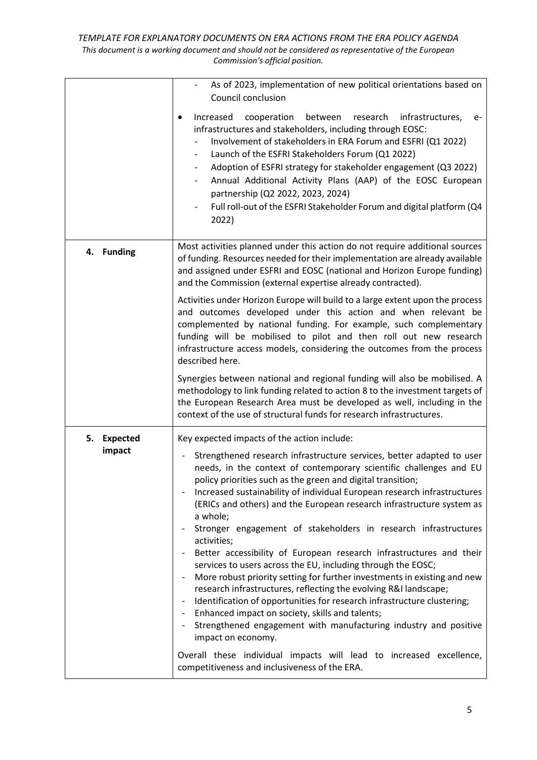| | |
|---|---|
| | - As of 2023, implementation of new political orientations based on Council conclusion<br><br>• Increased cooperation between research infrastructures, e-infrastructures and stakeholders, including through EOSC:<br>- Involvement of stakeholders in ERA Forum and ESFRI (Q1 2022)<br>- Launch of the ESFRI Stakeholders Forum (Q1 2022)<br>- Adoption of ESFRI strategy for stakeholder engagement (Q3 2022)<br>- Annual Additional Activity Plans (AAP) of the EOSC European partnership (Q2 2022, 2023, 2024)<br>- Full roll-out of the ESFRI Stakeholder Forum and digital platform (Q4 2022) |
| **4. Funding** | Most activities planned under this action do not require additional sources of funding. Resources needed for their implementation are already available and assigned under ESFRI and EOSC (national and Horizon Europe funding) and the Commission (external expertise already contracted).<br><br>Activities under Horizon Europe will build to a large extent upon the process and outcomes developed under this action and when relevant be complemented by national funding. For example, such complementary funding will be mobilised to pilot and then roll out new research infrastructure access models, considering the outcomes from the process described here.<br><br>Synergies between national and regional funding will also be mobilised. A methodology to link funding related to action 8 to the investment targets of the European Research Area must be developed as well, including in the context of the use of structural funds for research infrastructures. |
| **5. Expected impact** | Key expected impacts of the action include:<br><br>- Strengthened research infrastructure services, better adapted to user needs, in the context of contemporary scientific challenges and EU policy priorities such as the green and digital transition;<br>- Increased sustainability of individual European research infrastructures (ERICs and others) and the European research infrastructure system as a whole;<br>- Stronger engagement of stakeholders in research infrastructures activities;<br>- Better accessibility of European research infrastructures and their services to users across the EU, including through the EOSC;<br>- More robust priority setting for further investments in existing and new research infrastructures, reflecting the evolving R&I landscape;<br>- Identification of opportunities for research infrastructure clustering;<br>- Enhanced impact on society, skills and talents;<br>- Strengthened engagement with manufacturing industry and positive impact on economy.<br><br>Overall these individual impacts will lead to increased excellence, competitiveness and inclusiveness of the ERA. |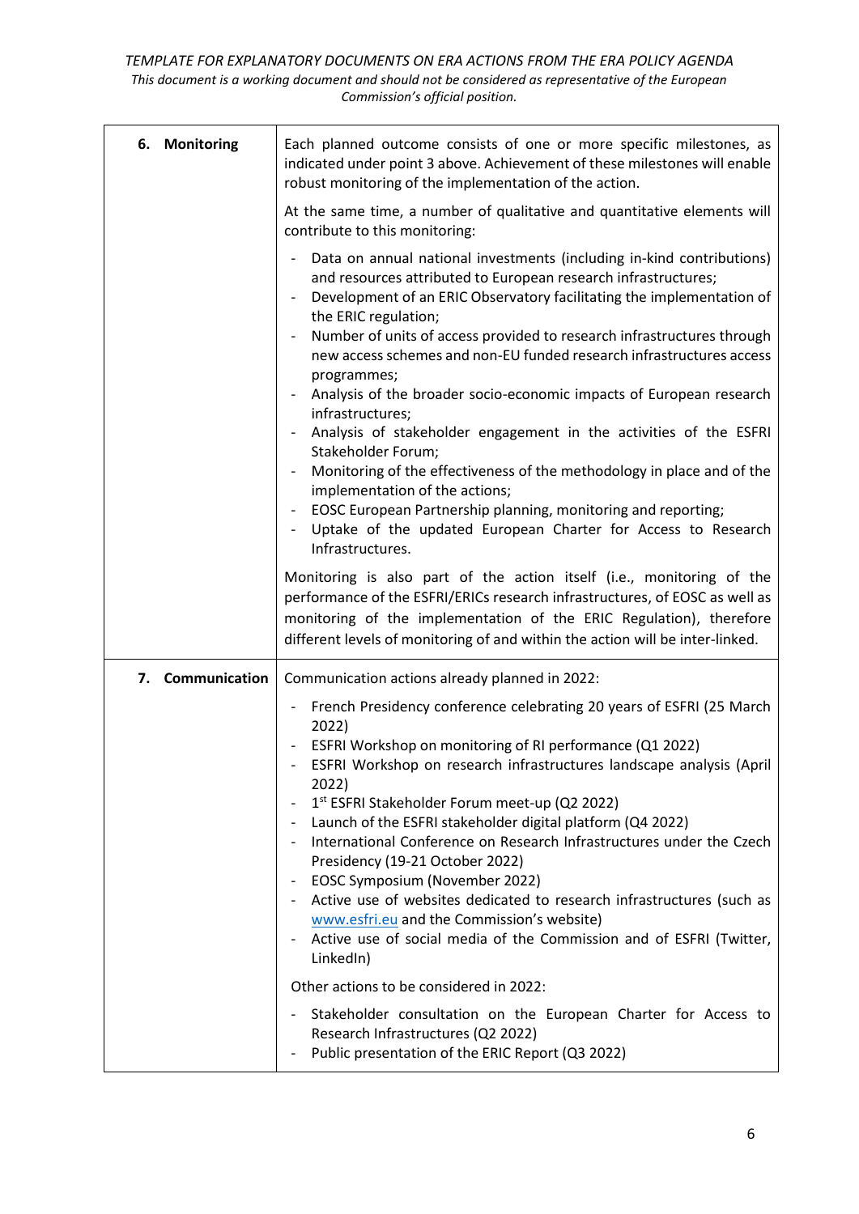| | |
|---|---|
| **6. Monitoring** | Each planned outcome consists of one or more specific milestones, as indicated under point 3 above. Achievement of these milestones will enable robust monitoring of the implementation of the action.<br><br>At the same time, a number of qualitative and quantitative elements will contribute to this monitoring:<br><br>- Data on annual national investments (including in-kind contributions) and resources attributed to European research infrastructures;<br>- Development of an ERIC Observatory facilitating the implementation of the ERIC regulation;<br>- Number of units of access provided to research infrastructures through new access schemes and non-EU funded research infrastructures access programmes;<br>- Analysis of the broader socio-economic impacts of European research infrastructures;<br>- Analysis of stakeholder engagement in the activities of the ESFRI Stakeholder Forum;<br>- Monitoring of the effectiveness of the methodology in place and of the implementation of the actions;<br>- EOSC European Partnership planning, monitoring and reporting;<br>- Uptake of the updated European Charter for Access to Research Infrastructures.<br><br>Monitoring is also part of the action itself (i.e., monitoring of the performance of the ESFRI/ERICs research infrastructures, of EOSC as well as monitoring of the implementation of the ERIC Regulation), therefore different levels of monitoring of and within the action will be inter-linked. |
| **7. Communication** | Communication actions already planned in 2022:<br><br>- French Presidency conference celebrating 20 years of ESFRI (25 March 2022)<br>- ESFRI Workshop on monitoring of RI performance (Q1 2022)<br>- ESFRI Workshop on research infrastructures landscape analysis (April 2022)<br>- 1st ESFRI Stakeholder Forum meet-up (Q2 2022)<br>- Launch of the ESFRI stakeholder digital platform (Q4 2022)<br>- International Conference on Research Infrastructures under the Czech Presidency (19-21 October 2022)<br>- EOSC Symposium (November 2022)<br>- Active use of websites dedicated to research infrastructures (such as www.esfri.eu and the Commission's website)<br>- Active use of social media of the Commission and of ESFRI (Twitter, LinkedIn)<br><br>Other actions to be considered in 2022:<br><br>- Stakeholder consultation on the European Charter for Access to Research Infrastructures (Q2 2022)<br>- Public presentation of the ERIC Report (Q3 2022) |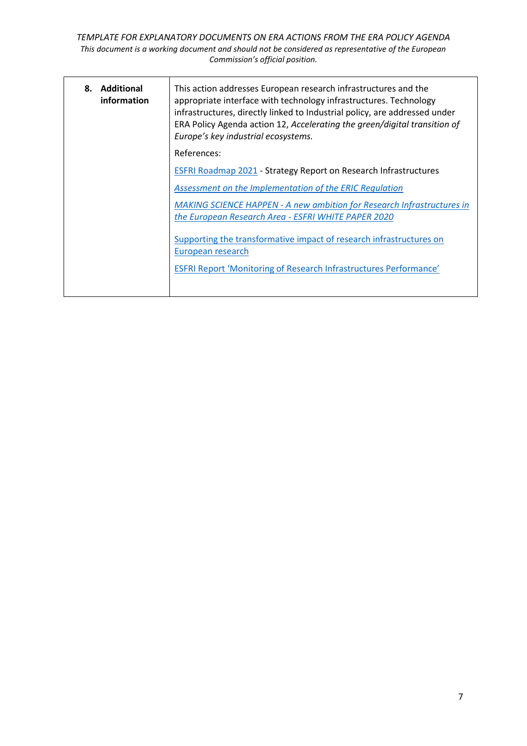| | |
|---|---|
| **8. Additional information** | This action addresses European research infrastructures and the appropriate interface with technology infrastructures. Technology infrastructures, directly linked to Industrial policy, are addressed under ERA Policy Agenda action 12, *Accelerating the green/digital transition of Europe's key industrial ecosystems.*<br><br>References:<br><br>ESFRI Roadmap 2021 - Strategy Report on Research Infrastructures<br><br>*Assessment on the Implementation of the ERIC Regulation*<br><br>*MAKING SCIENCE HAPPEN - A new ambition for Research Infrastructures in the European Research Area - ESFRI WHITE PAPER 2020*<br><br>Supporting the transformative impact of research infrastructures on European research<br><br>ESFRI Report 'Monitoring of Research Infrastructures Performance' |